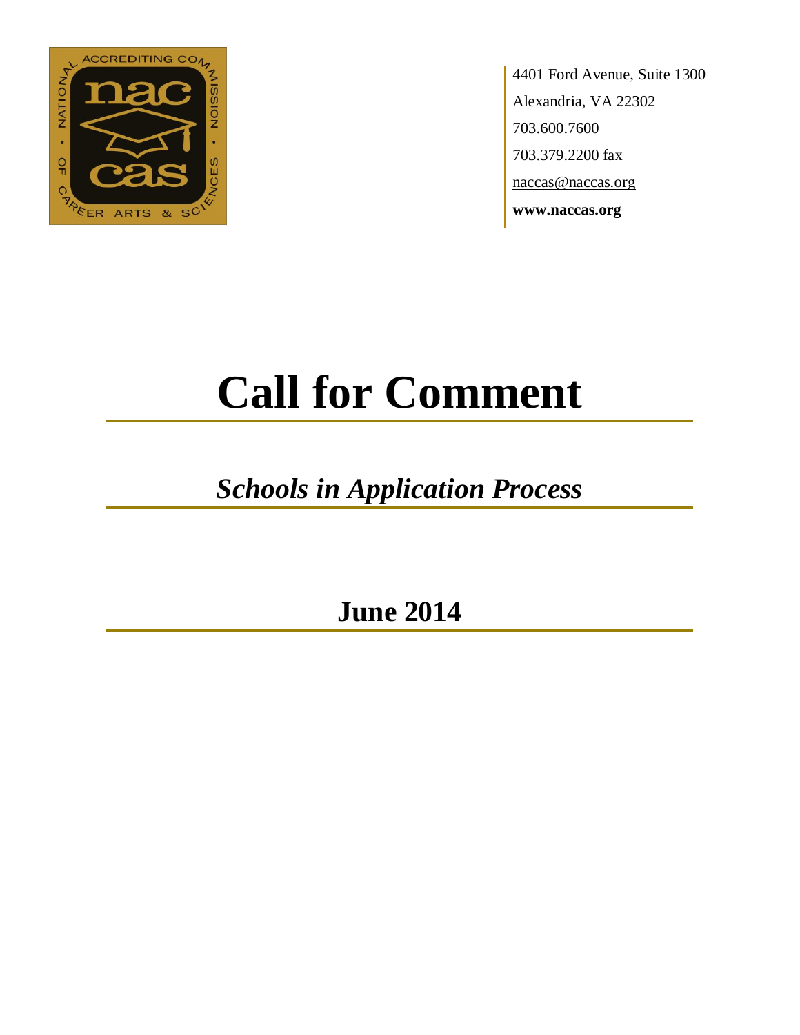4401 Ford Avenue, Suite 1300
Alexandria, VA 22302
703.600.7600
703.379.2200 fax
naccas@naccas.org
**www.naccas.org**

# Call for Comment

## *Schools in Application Process*

## June 2014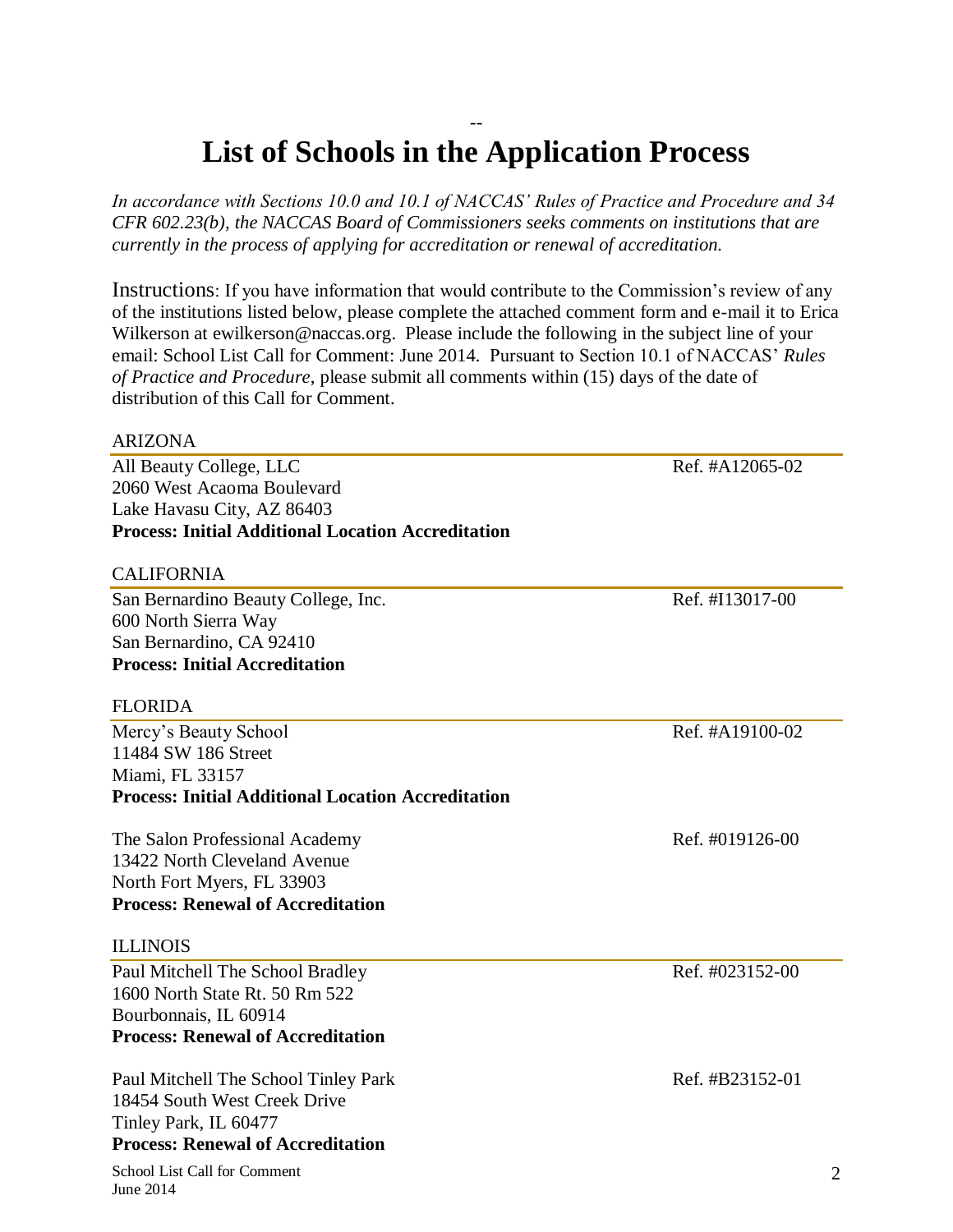--

# List of Schools in the Application Process

*In accordance with Sections 10.0 and 10.1 of NACCAS' Rules of Practice and Procedure and 34 CFR 602.23(b), the NACCAS Board of Commissioners seeks comments on institutions that are currently in the process of applying for accreditation or renewal of accreditation.*

Instructions: If you have information that would contribute to the Commission's review of any of the institutions listed below, please complete the attached comment form and e-mail it to Erica Wilkerson at ewilkerson@naccas.org. Please include the following in the subject line of your email: School List Call for Comment: June 2014. Pursuant to Section 10.1 of NACCAS' *Rules of Practice and Procedure*, please submit all comments within (15) days of the date of distribution of this Call for Comment.

## ARIZONA

All Beauty College, LLC — Ref. #A12065-02
2060 West Acaoma Boulevard
Lake Havasu City, AZ 86403
**Process: Initial Additional Location Accreditation**

## CALIFORNIA

San Bernardino Beauty College, Inc. — Ref. #I13017-00
600 North Sierra Way
San Bernardino, CA 92410
**Process: Initial Accreditation**

## FLORIDA

Mercy's Beauty School — Ref. #A19100-02
11484 SW 186 Street
Miami, FL 33157
**Process: Initial Additional Location Accreditation**

The Salon Professional Academy — Ref. #019126-00
13422 North Cleveland Avenue
North Fort Myers, FL 33903
**Process: Renewal of Accreditation**

## ILLINOIS

Paul Mitchell The School Bradley — Ref. #023152-00
1600 North State Rt. 50 Rm 522
Bourbonnais, IL 60914
**Process: Renewal of Accreditation**

Paul Mitchell The School Tinley Park — Ref. #B23152-01
18454 South West Creek Drive
Tinley Park, IL 60477
**Process: Renewal of Accreditation**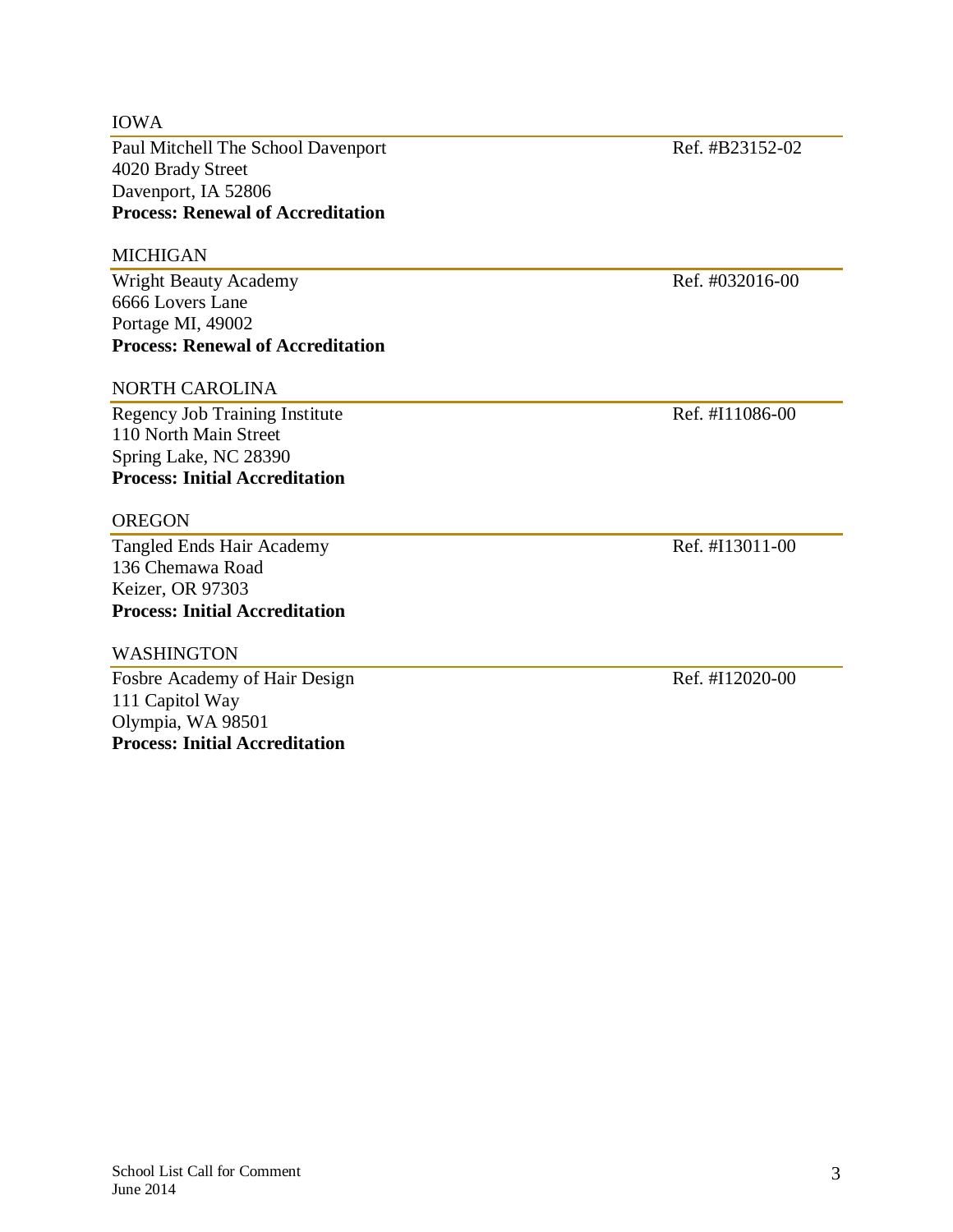## IOWA

Paul Mitchell The School Davenport — Ref. #B23152-02
4020 Brady Street
Davenport, IA 52806
**Process: Renewal of Accreditation**

## MICHIGAN

Wright Beauty Academy — Ref. #032016-00
6666 Lovers Lane
Portage MI, 49002
**Process: Renewal of Accreditation**

## NORTH CAROLINA

Regency Job Training Institute — Ref. #I11086-00
110 North Main Street
Spring Lake, NC 28390
**Process: Initial Accreditation**

## OREGON

Tangled Ends Hair Academy — Ref. #I13011-00
136 Chemawa Road
Keizer, OR 97303
**Process: Initial Accreditation**

## WASHINGTON

Fosbre Academy of Hair Design — Ref. #I12020-00
111 Capitol Way
Olympia, WA 98501
**Process: Initial Accreditation**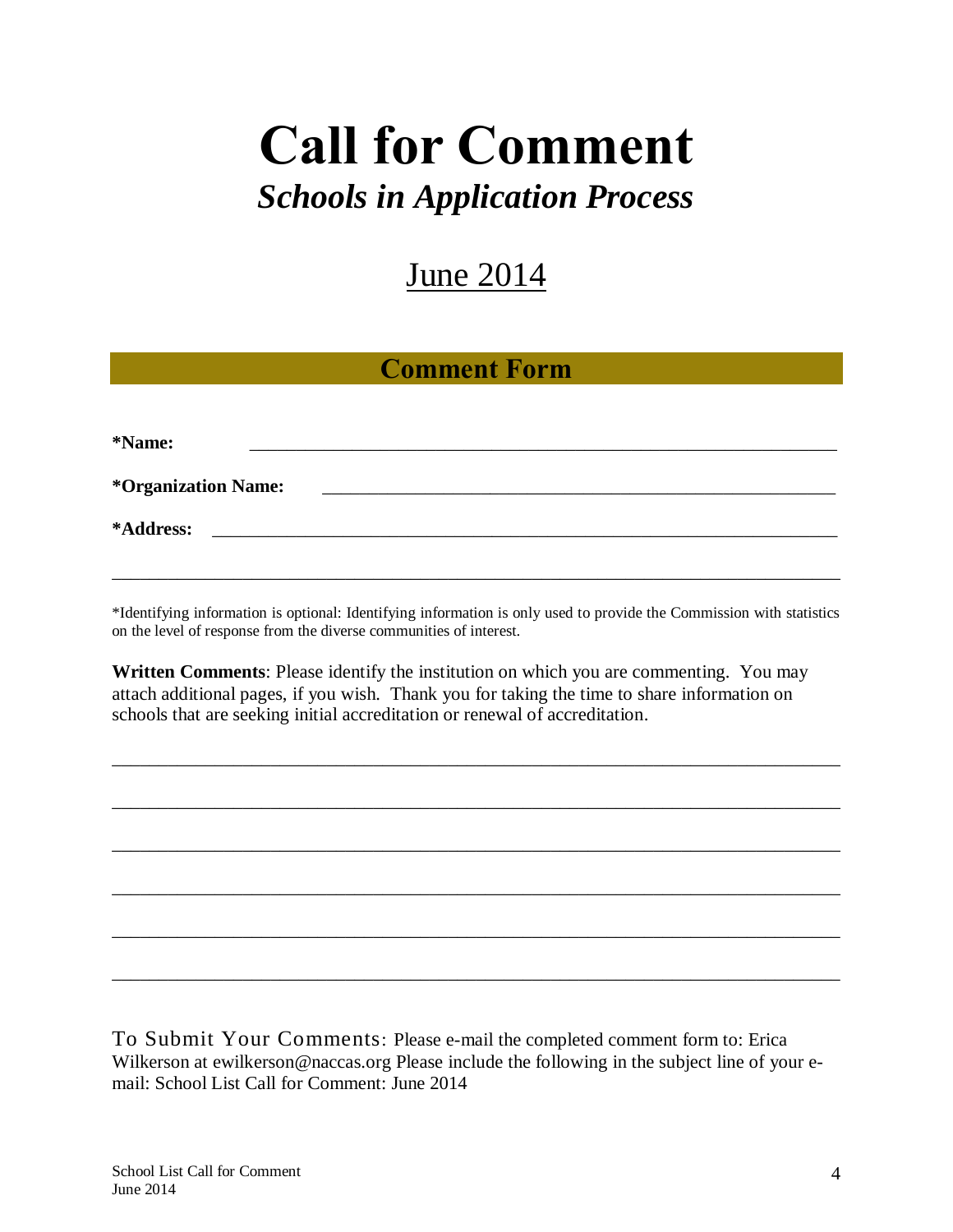# Call for Comment

## *Schools in Application Process*

June 2014

## Comment Form

**\*Name:** ____________________________________________

**\*Organization Name:** ____________________________________________

**\*Address:** ____________________________________________

____________________________________________

\*Identifying information is optional: Identifying information is only used to provide the Commission with statistics on the level of response from the diverse communities of interest.

**Written Comments**: Please identify the institution on which you are commenting. You may attach additional pages, if you wish. Thank you for taking the time to share information on schools that are seeking initial accreditation or renewal of accreditation.

____________________________________________

____________________________________________

____________________________________________

____________________________________________

____________________________________________

____________________________________________

To Submit Your Comments: Please e-mail the completed comment form to: Erica Wilkerson at ewilkerson@naccas.org Please include the following in the subject line of your e-mail: School List Call for Comment: June 2014